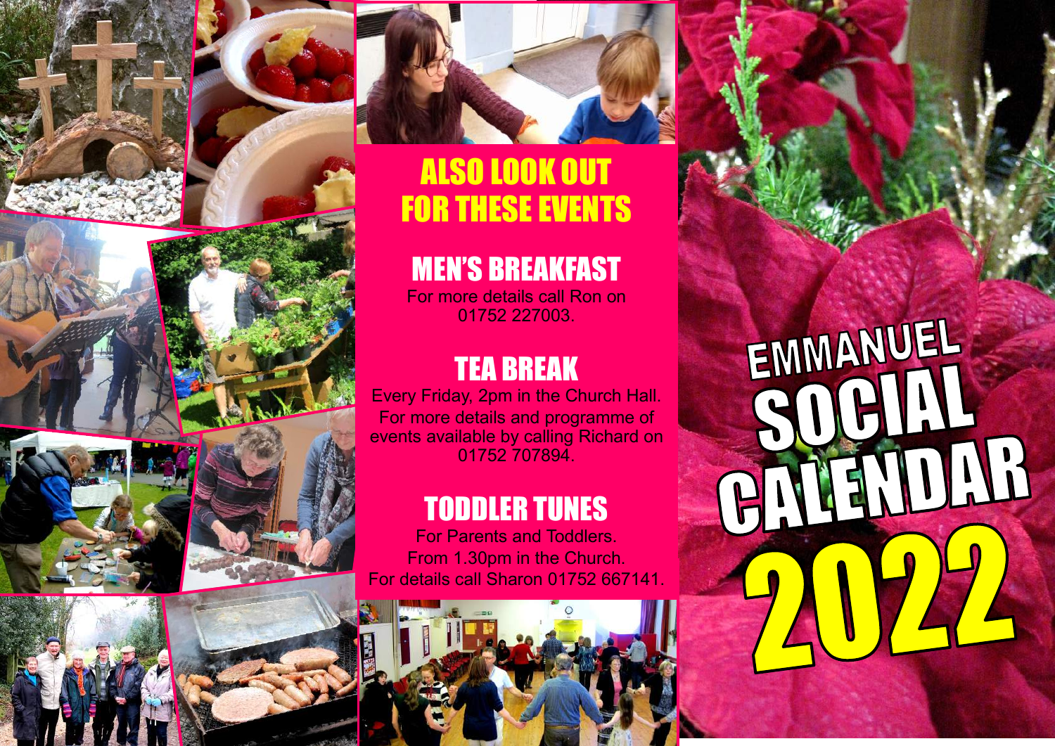## ALSO LOOK OUT FOR THESE EVENTS

### MEN'S BREAKFAST

For more details call Ron on 01752 227003.

### TEA BREAK

Every Friday, 2pm in the Church Hall. For more details and programme of events available by calling Richard on 01752 707894.

### TODDLER TUNES

For Parents and Toddlers.
From 1.30pm in the Church.
For details call Sharon 01752 667141.

# EMMANUEL SOCIAL CALENDAR 2022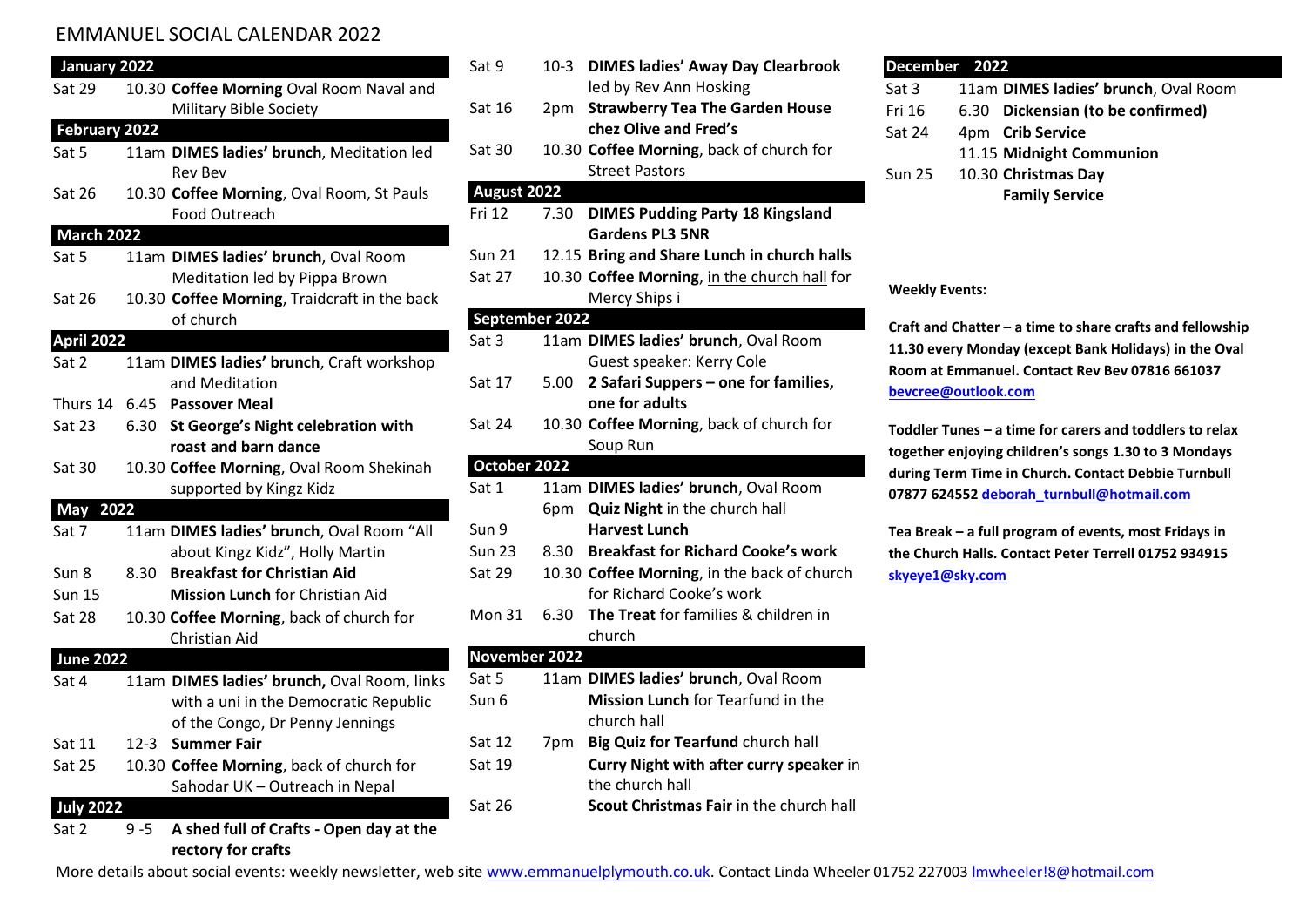# EMMANUEL SOCIAL CALENDAR 2022

## January 2022

| | | |
|---|---|---|
| Sat 29 | 10.30 | **Coffee Morning** Oval Room Naval and Military Bible Society |

## February 2022

| | | |
|---|---|---|
| Sat 5 | 11am | **DIMES ladies' brunch**, Meditation led Rev Bev |
| Sat 26 | 10.30 | **Coffee Morning**, Oval Room, St Pauls Food Outreach |

## March 2022

| | | |
|---|---|---|
| Sat 5 | 11am | **DIMES ladies' brunch**, Oval Room Meditation led by Pippa Brown |
| Sat 26 | 10.30 | **Coffee Morning**, Traidcraft in the back of church |

## April 2022

| | | |
|---|---|---|
| Sat 2 | 11am | **DIMES ladies' brunch**, Craft workshop and Meditation |
| Thurs 14 | 6.45 | **Passover Meal** |
| Sat 23 | 6.30 | **St George's Night celebration with roast and barn dance** |
| Sat 30 | 10.30 | **Coffee Morning**, Oval Room Shekinah supported by Kingz Kidz |

## May 2022

| | | |
|---|---|---|
| Sat 7 | 11am | **DIMES ladies' brunch**, Oval Room "All about Kingz Kidz", Holly Martin |
| Sun 8 | 8.30 | **Breakfast for Christian Aid** |
| Sun 15 | | **Mission Lunch** for Christian Aid |
| Sat 28 | 10.30 | **Coffee Morning**, back of church for Christian Aid |

## June 2022

| | | |
|---|---|---|
| Sat 4 | 11am | **DIMES ladies' brunch,** Oval Room, links with a uni in the Democratic Republic of the Congo, Dr Penny Jennings |
| Sat 11 | 12-3 | **Summer Fair** |
| Sat 25 | 10.30 | **Coffee Morning**, back of church for Sahodar UK – Outreach in Nepal |

## July 2022

| | | |
|---|---|---|
| Sat 2 | 9 -5 | **A shed full of Crafts - Open day at the rectory for crafts** |
| Sat 9 | 10-3 | **DIMES ladies' Away Day Clearbrook** led by Rev Ann Hosking |
| Sat 16 | 2pm | **Strawberry Tea The Garden House chez Olive and Fred's** |
| Sat 30 | 10.30 | **Coffee Morning**, back of church for Street Pastors |

## August 2022

| | | |
|---|---|---|
| Fri 12 | 7.30 | **DIMES Pudding Party 18 Kingsland Gardens PL3 5NR** |
| Sun 21 | 12.15 | **Bring and Share Lunch in church halls** |
| Sat 27 | 10.30 | **Coffee Morning**, in the church hall for Mercy Ships i |

## September 2022

| | | |
|---|---|---|
| Sat 3 | 11am | **DIMES ladies' brunch**, Oval Room Guest speaker: Kerry Cole |
| Sat 17 | 5.00 | **2 Safari Suppers – one for families, one for adults** |
| Sat 24 | 10.30 | **Coffee Morning**, back of church for Soup Run |

## October 2022

| | | |
|---|---|---|
| Sat 1 | 11am | **DIMES ladies' brunch**, Oval Room |
| | 6pm | **Quiz Night** in the church hall |
| Sun 9 | | **Harvest Lunch** |
| Sun 23 | 8.30 | **Breakfast for Richard Cooke's work** |
| Sat 29 | 10.30 | **Coffee Morning**, in the back of church for Richard Cooke's work |
| Mon 31 | 6.30 | **The Treat** for families & children in church |

## November 2022

| | | |
|---|---|---|
| Sat 5 | 11am | **DIMES ladies' brunch**, Oval Room |
| Sun 6 | | **Mission Lunch** for Tearfund in the church hall |
| Sat 12 | 7pm | **Big Quiz for Tearfund** church hall |
| Sat 19 | | **Curry Night with after curry speaker** in the church hall |
| Sat 26 | | **Scout Christmas Fair** in the church hall |

## December 2022

| | | |
|---|---|---|
| Sat 3 | 11am | **DIMES ladies' brunch**, Oval Room |
| Fri 16 | 6.30 | **Dickensian (to be confirmed)** |
| Sat 24 | 4pm | **Crib Service** |
| | 11.15 | **Midnight Communion** |
| Sun 25 | 10.30 | **Christmas Day Family Service** |

**Weekly Events:**

**Craft and Chatter – a time to share crafts and fellowship 11.30 every Monday (except Bank Holidays) in the Oval Room at Emmanuel. Contact Rev Bev 07816 661037 bevcree@outlook.com**

**Toddler Tunes – a time for carers and toddlers to relax together enjoying children's songs 1.30 to 3 Mondays during Term Time in Church. Contact Debbie Turnbull 07877 624552 deborah_turnbull@hotmail.com**

**Tea Break – a full program of events, most Fridays in the Church Halls. Contact Peter Terrell 01752 934915 skyeye1@sky.com**

More details about social events: weekly newsletter, web site www.emmanuelplymouth.co.uk. Contact Linda Wheeler 01752 227003 lmwheeler!8@hotmail.com